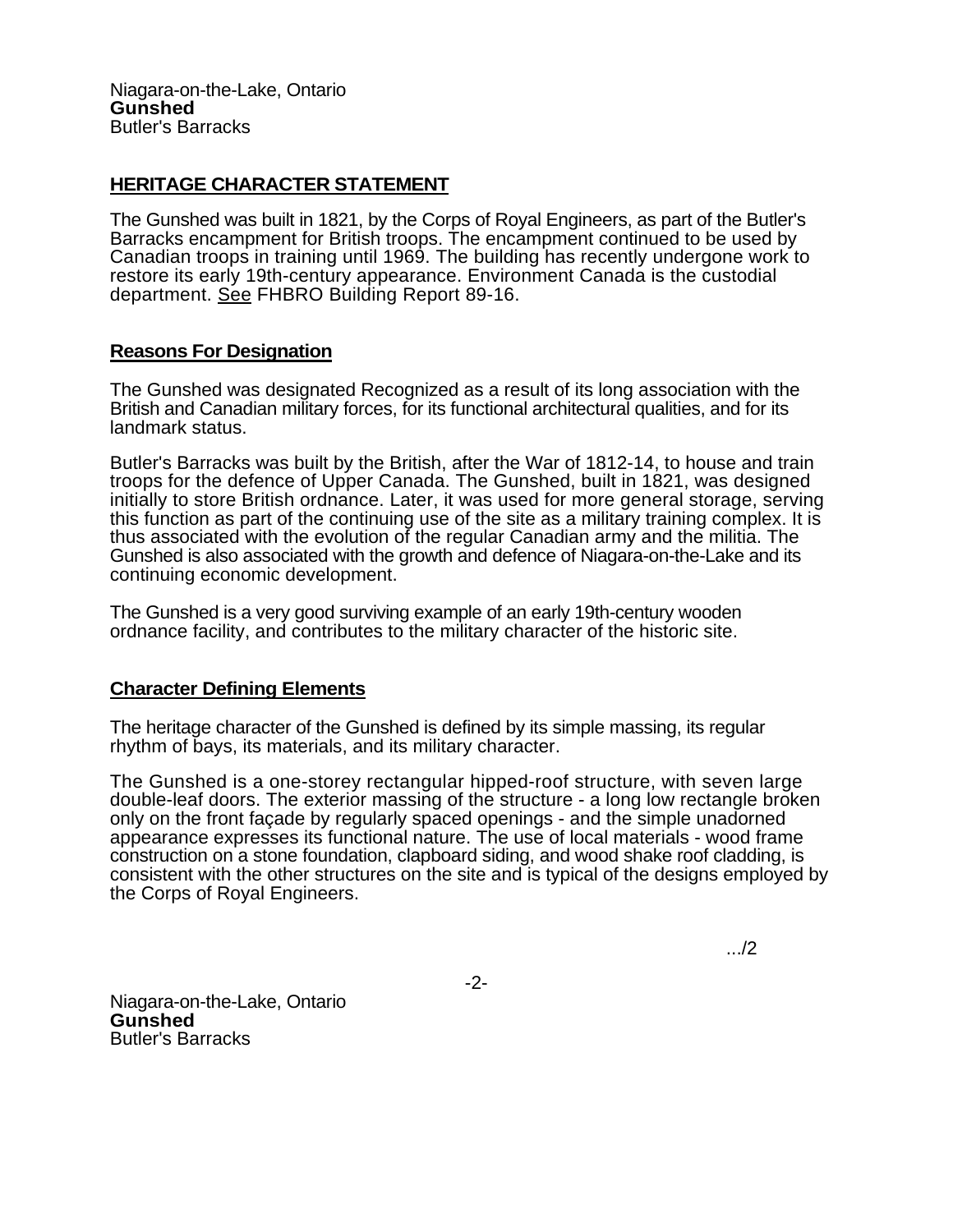Niagara-on-the-Lake, Ontario
**Gunshed**
Butler's Barracks

## HERITAGE CHARACTER STATEMENT

The Gunshed was built in 1821, by the Corps of Royal Engineers, as part of the Butler's Barracks encampment for British troops. The encampment continued to be used by Canadian troops in training until 1969. The building has recently undergone work to restore its early 19th-century appearance. Environment Canada is the custodial department. See FHBRO Building Report 89-16.

### Reasons For Designation

The Gunshed was designated Recognized as a result of its long association with the British and Canadian military forces, for its functional architectural qualities, and for its landmark status.

Butler's Barracks was built by the British, after the War of 1812-14, to house and train troops for the defence of Upper Canada. The Gunshed, built in 1821, was designed initially to store British ordnance. Later, it was used for more general storage, serving this function as part of the continuing use of the site as a military training complex. It is thus associated with the evolution of the regular Canadian army and the militia. The Gunshed is also associated with the growth and defence of Niagara-on-the-Lake and its continuing economic development.

The Gunshed is a very good surviving example of an early 19th-century wooden ordnance facility, and contributes to the military character of the historic site.

### Character Defining Elements

The heritage character of the Gunshed is defined by its simple massing, its regular rhythm of bays, its materials, and its military character.

The Gunshed is a one-storey rectangular hipped-roof structure, with seven large double-leaf doors. The exterior massing of the structure - a long low rectangle broken only on the front façade by regularly spaced openings - and the simple unadorned appearance expresses its functional nature. The use of local materials - wood frame construction on a stone foundation, clapboard siding, and wood shake roof cladding, is consistent with the other structures on the site and is typical of the designs employed by the Corps of Royal Engineers.

.../2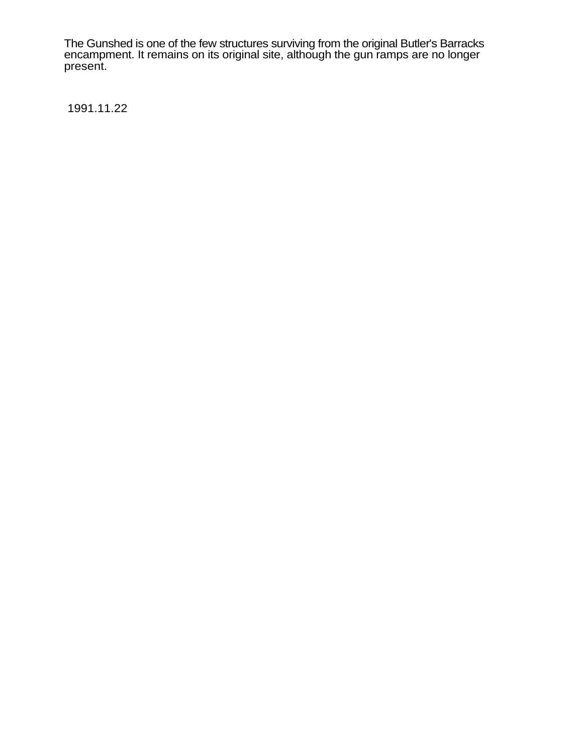The Gunshed is one of the few structures surviving from the original Butler's Barracks encampment. It remains on its original site, although the gun ramps are no longer present.

1991.11.22